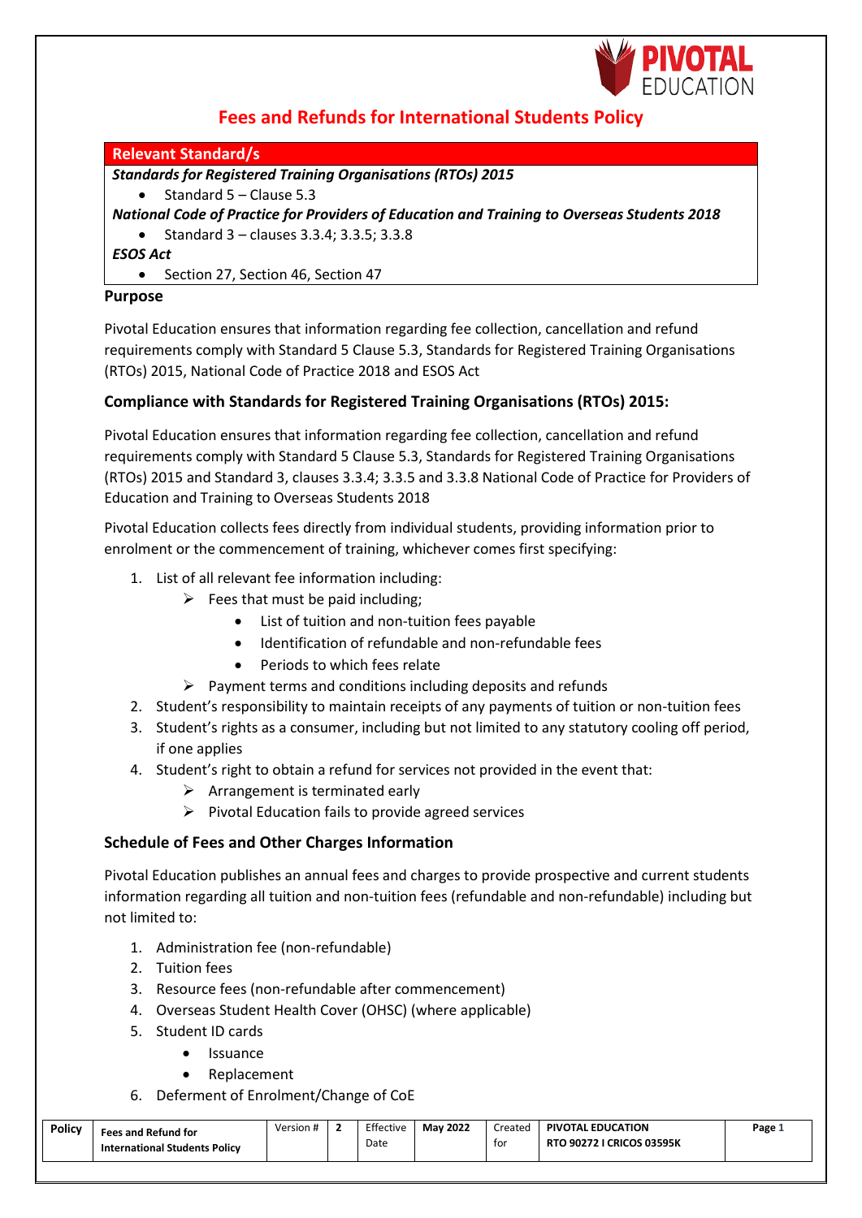# Fees and Refunds for International Students Policy

**Relevant Standard/s**

***Standards for Registered Training Organisations (RTOs) 2015***

- Standard 5 – Clause 5.3

***National Code of Practice for Providers of Education and Training to Overseas Students 2018***

- Standard 3 – clauses 3.3.4; 3.3.5; 3.3.8

***ESOS Act***

- Section 27, Section 46, Section 47

## Purpose

Pivotal Education ensures that information regarding fee collection, cancellation and refund requirements comply with Standard 5 Clause 5.3, Standards for Registered Training Organisations (RTOs) 2015, National Code of Practice 2018 and ESOS Act

## Compliance with Standards for Registered Training Organisations (RTOs) 2015:

Pivotal Education ensures that information regarding fee collection, cancellation and refund requirements comply with Standard 5 Clause 5.3, Standards for Registered Training Organisations (RTOs) 2015 and Standard 3, clauses 3.3.4; 3.3.5 and 3.3.8 National Code of Practice for Providers of Education and Training to Overseas Students 2018

Pivotal Education collects fees directly from individual students, providing information prior to enrolment or the commencement of training, whichever comes first specifying:

1. List of all relevant fee information including:
   - Fees that must be paid including;
     - List of tuition and non-tuition fees payable
     - Identification of refundable and non-refundable fees
     - Periods to which fees relate
   - Payment terms and conditions including deposits and refunds
2. Student's responsibility to maintain receipts of any payments of tuition or non-tuition fees
3. Student's rights as a consumer, including but not limited to any statutory cooling off period, if one applies
4. Student's right to obtain a refund for services not provided in the event that:
   - Arrangement is terminated early
   - Pivotal Education fails to provide agreed services

## Schedule of Fees and Other Charges Information

Pivotal Education publishes an annual fees and charges to provide prospective and current students information regarding all tuition and non-tuition fees (refundable and non-refundable) including but not limited to:

1. Administration fee (non-refundable)
2. Tuition fees
3. Resource fees (non-refundable after commencement)
4. Overseas Student Health Cover (OHSC) (where applicable)
5. Student ID cards
   - Issuance
   - Replacement
6. Deferment of Enrolment/Change of CoE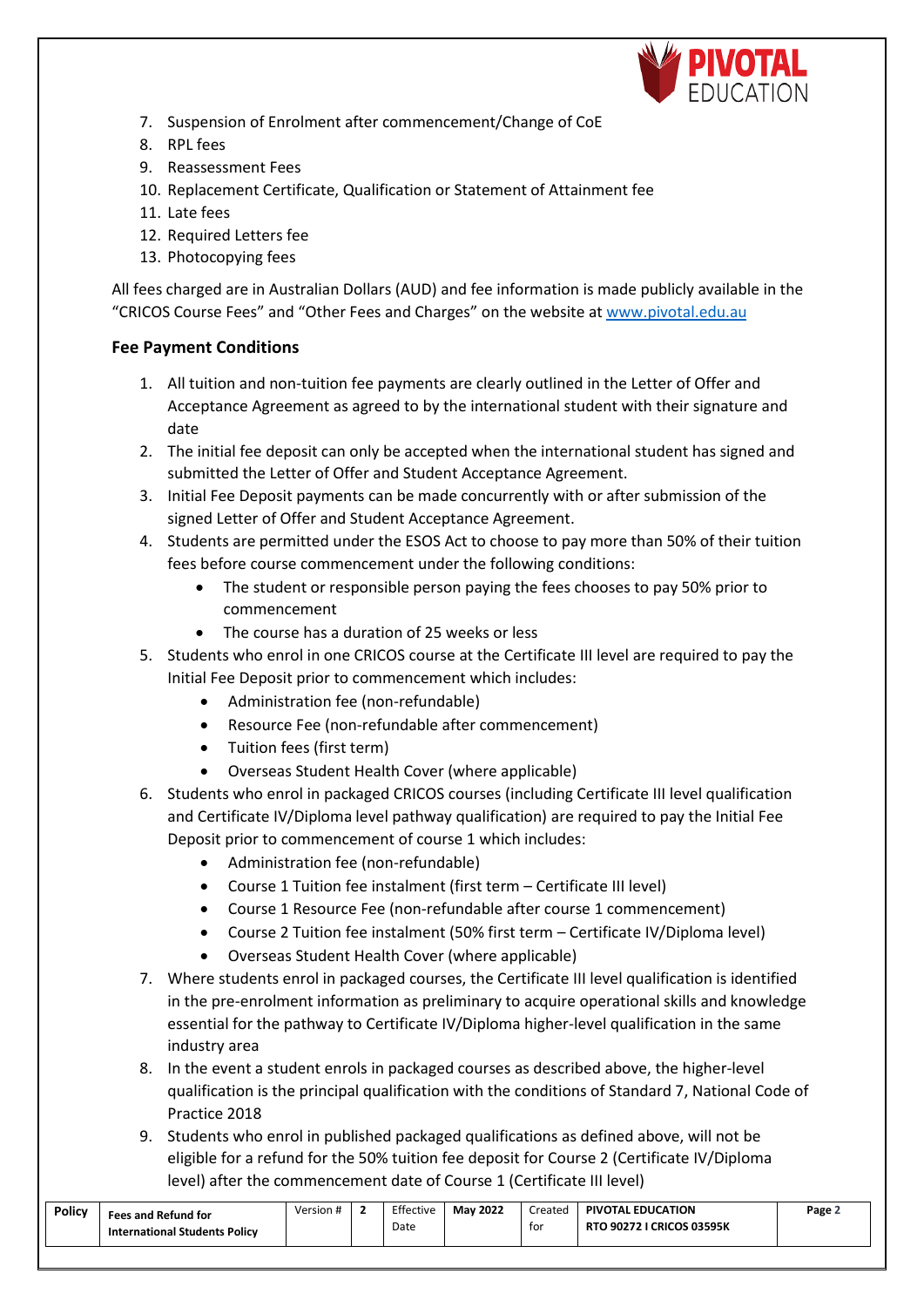7. Suspension of Enrolment after commencement/Change of CoE
8. RPL fees
9. Reassessment Fees
10. Replacement Certificate, Qualification or Statement of Attainment fee
11. Late fees
12. Required Letters fee
13. Photocopying fees

All fees charged are in Australian Dollars (AUD) and fee information is made publicly available in the "CRICOS Course Fees" and "Other Fees and Charges" on the website at www.pivotal.edu.au

### Fee Payment Conditions

1. All tuition and non-tuition fee payments are clearly outlined in the Letter of Offer and Acceptance Agreement as agreed to by the international student with their signature and date
2. The initial fee deposit can only be accepted when the international student has signed and submitted the Letter of Offer and Student Acceptance Agreement.
3. Initial Fee Deposit payments can be made concurrently with or after submission of the signed Letter of Offer and Student Acceptance Agreement.
4. Students are permitted under the ESOS Act to choose to pay more than 50% of their tuition fees before course commencement under the following conditions:
   - The student or responsible person paying the fees chooses to pay 50% prior to commencement
   - The course has a duration of 25 weeks or less
5. Students who enrol in one CRICOS course at the Certificate III level are required to pay the Initial Fee Deposit prior to commencement which includes:
   - Administration fee (non-refundable)
   - Resource Fee (non-refundable after commencement)
   - Tuition fees (first term)
   - Overseas Student Health Cover (where applicable)
6. Students who enrol in packaged CRICOS courses (including Certificate III level qualification and Certificate IV/Diploma level pathway qualification) are required to pay the Initial Fee Deposit prior to commencement of course 1 which includes:
   - Administration fee (non-refundable)
   - Course 1 Tuition fee instalment (first term – Certificate III level)
   - Course 1 Resource Fee (non-refundable after course 1 commencement)
   - Course 2 Tuition fee instalment (50% first term – Certificate IV/Diploma level)
   - Overseas Student Health Cover (where applicable)
7. Where students enrol in packaged courses, the Certificate III level qualification is identified in the pre-enrolment information as preliminary to acquire operational skills and knowledge essential for the pathway to Certificate IV/Diploma higher-level qualification in the same industry area
8. In the event a student enrols in packaged courses as described above, the higher-level qualification is the principal qualification with the conditions of Standard 7, National Code of Practice 2018
9. Students who enrol in published packaged qualifications as defined above, will not be eligible for a refund for the 50% tuition fee deposit for Course 2 (Certificate IV/Diploma level) after the commencement date of Course 1 (Certificate III level)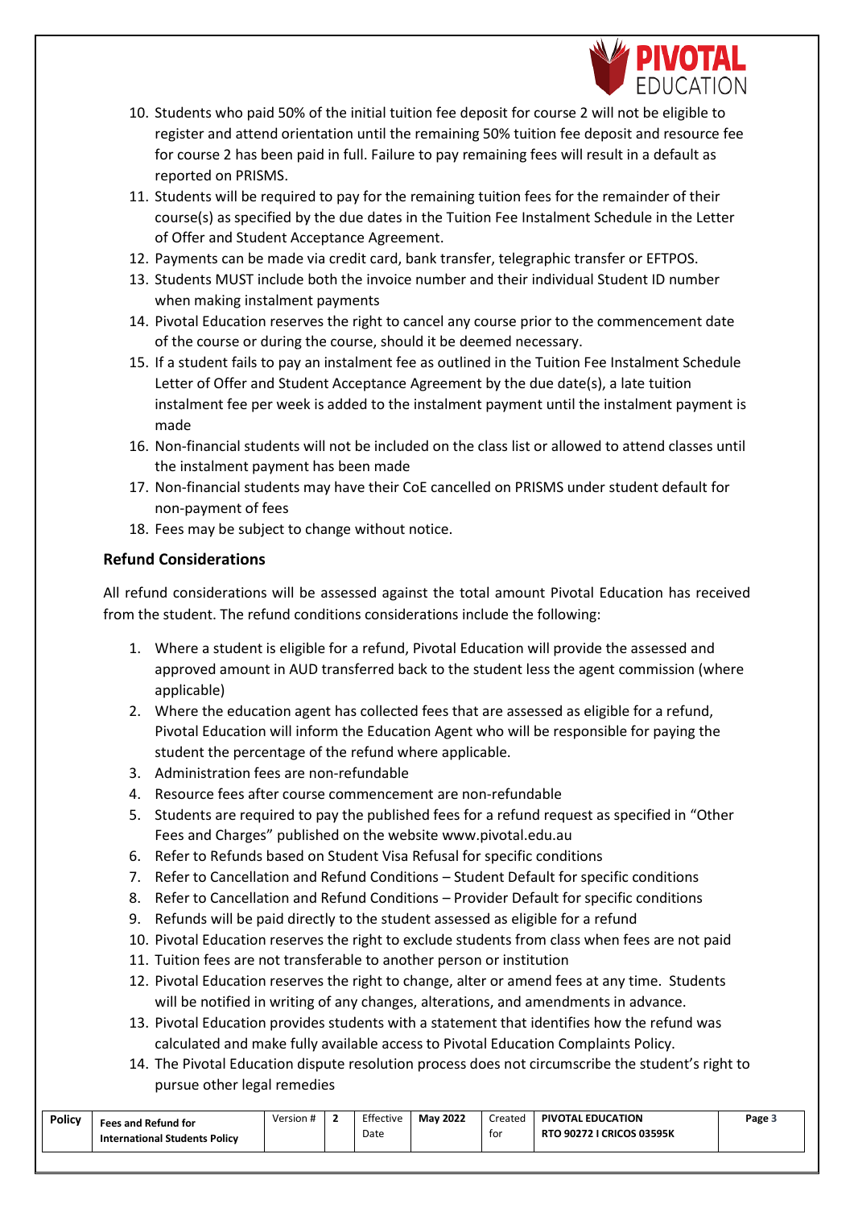10. Students who paid 50% of the initial tuition fee deposit for course 2 will not be eligible to register and attend orientation until the remaining 50% tuition fee deposit and resource fee for course 2 has been paid in full. Failure to pay remaining fees will result in a default as reported on PRISMS.
11. Students will be required to pay for the remaining tuition fees for the remainder of their course(s) as specified by the due dates in the Tuition Fee Instalment Schedule in the Letter of Offer and Student Acceptance Agreement.
12. Payments can be made via credit card, bank transfer, telegraphic transfer or EFTPOS.
13. Students MUST include both the invoice number and their individual Student ID number when making instalment payments
14. Pivotal Education reserves the right to cancel any course prior to the commencement date of the course or during the course, should it be deemed necessary.
15. If a student fails to pay an instalment fee as outlined in the Tuition Fee Instalment Schedule Letter of Offer and Student Acceptance Agreement by the due date(s), a late tuition instalment fee per week is added to the instalment payment until the instalment payment is made
16. Non-financial students will not be included on the class list or allowed to attend classes until the instalment payment has been made
17. Non-financial students may have their CoE cancelled on PRISMS under student default for non-payment of fees
18. Fees may be subject to change without notice.

### Refund Considerations

All refund considerations will be assessed against the total amount Pivotal Education has received from the student. The refund conditions considerations include the following:

1. Where a student is eligible for a refund, Pivotal Education will provide the assessed and approved amount in AUD transferred back to the student less the agent commission (where applicable)
2. Where the education agent has collected fees that are assessed as eligible for a refund, Pivotal Education will inform the Education Agent who will be responsible for paying the student the percentage of the refund where applicable.
3. Administration fees are non-refundable
4. Resource fees after course commencement are non-refundable
5. Students are required to pay the published fees for a refund request as specified in "Other Fees and Charges" published on the website www.pivotal.edu.au
6. Refer to Refunds based on Student Visa Refusal for specific conditions
7. Refer to Cancellation and Refund Conditions – Student Default for specific conditions
8. Refer to Cancellation and Refund Conditions – Provider Default for specific conditions
9. Refunds will be paid directly to the student assessed as eligible for a refund
10. Pivotal Education reserves the right to exclude students from class when fees are not paid
11. Tuition fees are not transferable to another person or institution
12. Pivotal Education reserves the right to change, alter or amend fees at any time. Students will be notified in writing of any changes, alterations, and amendments in advance.
13. Pivotal Education provides students with a statement that identifies how the refund was calculated and make fully available access to Pivotal Education Complaints Policy.
14. The Pivotal Education dispute resolution process does not circumscribe the student's right to pursue other legal remedies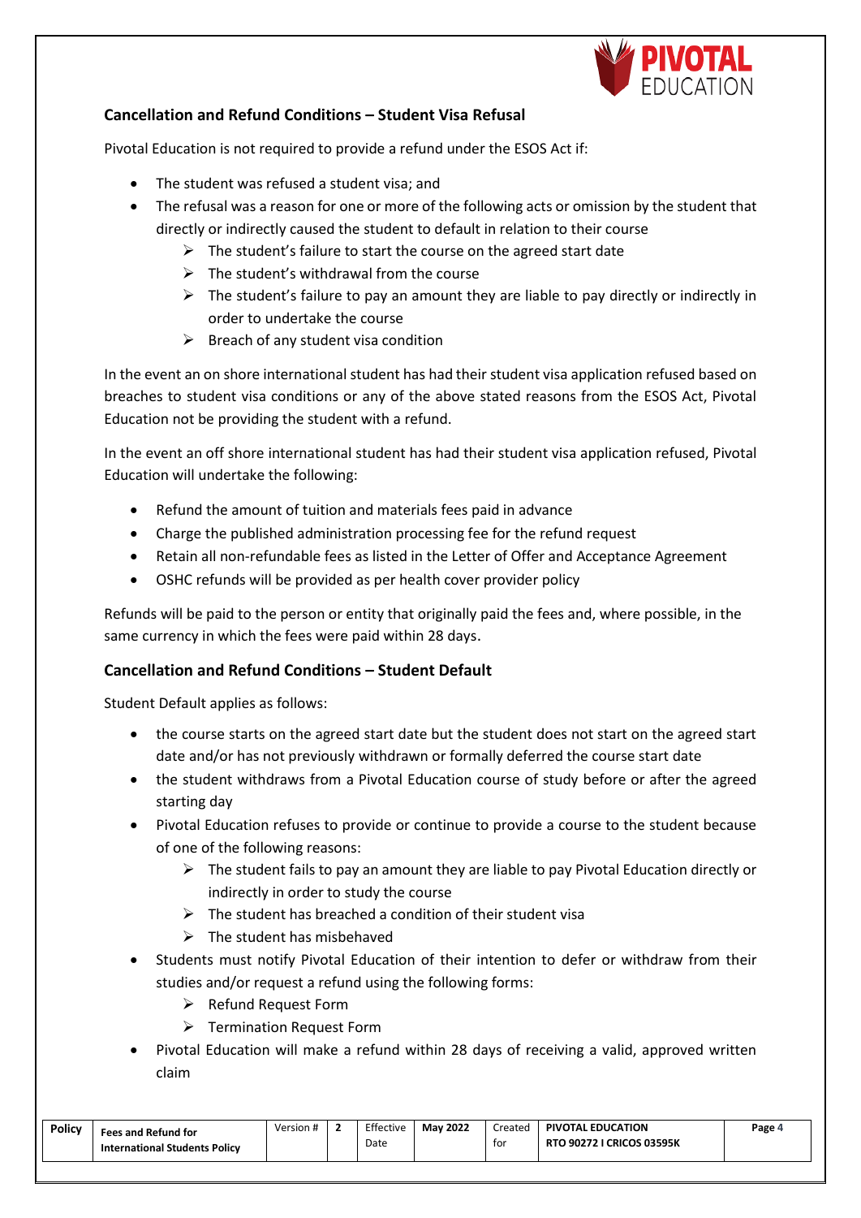### Cancellation and Refund Conditions – Student Visa Refusal

Pivotal Education is not required to provide a refund under the ESOS Act if:

- The student was refused a student visa; and
- The refusal was a reason for one or more of the following acts or omission by the student that directly or indirectly caused the student to default in relation to their course
  - The student's failure to start the course on the agreed start date
  - The student's withdrawal from the course
  - The student's failure to pay an amount they are liable to pay directly or indirectly in order to undertake the course
  - Breach of any student visa condition

In the event an on shore international student has had their student visa application refused based on breaches to student visa conditions or any of the above stated reasons from the ESOS Act, Pivotal Education not be providing the student with a refund.

In the event an off shore international student has had their student visa application refused, Pivotal Education will undertake the following:

- Refund the amount of tuition and materials fees paid in advance
- Charge the published administration processing fee for the refund request
- Retain all non-refundable fees as listed in the Letter of Offer and Acceptance Agreement
- OSHC refunds will be provided as per health cover provider policy

Refunds will be paid to the person or entity that originally paid the fees and, where possible, in the same currency in which the fees were paid within 28 days.

### Cancellation and Refund Conditions – Student Default

Student Default applies as follows:

- the course starts on the agreed start date but the student does not start on the agreed start date and/or has not previously withdrawn or formally deferred the course start date
- the student withdraws from a Pivotal Education course of study before or after the agreed starting day
- Pivotal Education refuses to provide or continue to provide a course to the student because of one of the following reasons:
  - The student fails to pay an amount they are liable to pay Pivotal Education directly or indirectly in order to study the course
  - The student has breached a condition of their student visa
  - The student has misbehaved
- Students must notify Pivotal Education of their intention to defer or withdraw from their studies and/or request a refund using the following forms:
  - Refund Request Form
  - Termination Request Form
- Pivotal Education will make a refund within 28 days of receiving a valid, approved written claim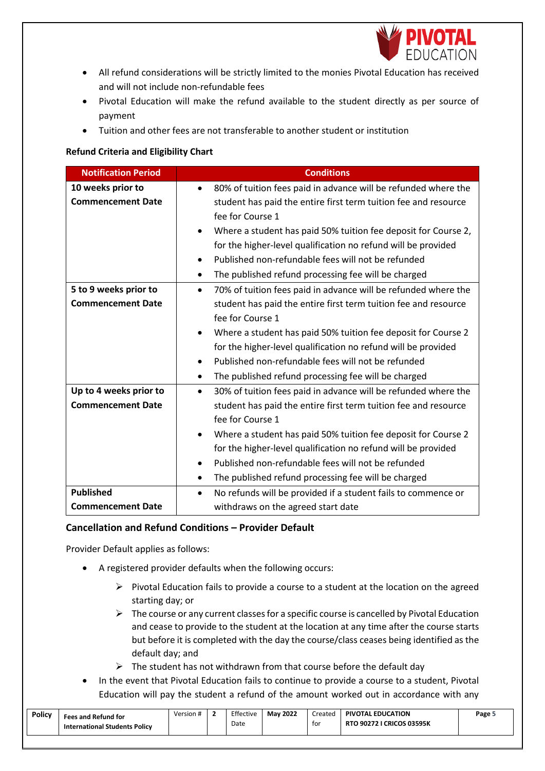- All refund considerations will be strictly limited to the monies Pivotal Education has received and will not include non-refundable fees
- Pivotal Education will make the refund available to the student directly as per source of payment
- Tuition and other fees are not transferable to another student or institution

**Refund Criteria and Eligibility Chart**

| Notification Period | Conditions |
|---|---|
| **10 weeks prior to Commencement Date** | • 80% of tuition fees paid in advance will be refunded where the student has paid the entire first term tuition fee and resource fee for Course 1<br>• Where a student has paid 50% tuition fee deposit for Course 2, for the higher-level qualification no refund will be provided<br>• Published non-refundable fees will not be refunded<br>• The published refund processing fee will be charged |
| **5 to 9 weeks prior to Commencement Date** | • 70% of tuition fees paid in advance will be refunded where the student has paid the entire first term tuition fee and resource fee for Course 1<br>• Where a student has paid 50% tuition fee deposit for Course 2 for the higher-level qualification no refund will be provided<br>• Published non-refundable fees will not be refunded<br>• The published refund processing fee will be charged |
| **Up to 4 weeks prior to Commencement Date** | • 30% of tuition fees paid in advance will be refunded where the student has paid the entire first term tuition fee and resource fee for Course 1<br>• Where a student has paid 50% tuition fee deposit for Course 2 for the higher-level qualification no refund will be provided<br>• Published non-refundable fees will not be refunded<br>• The published refund processing fee will be charged |
| **Published Commencement Date** | • No refunds will be provided if a student fails to commence or withdraws on the agreed start date |

**Cancellation and Refund Conditions – Provider Default**

Provider Default applies as follows:

- A registered provider defaults when the following occurs:
  - Pivotal Education fails to provide a course to a student at the location on the agreed starting day; or
  - The course or any current classes for a specific course is cancelled by Pivotal Education and cease to provide to the student at the location at any time after the course starts but before it is completed with the day the course/class ceases being identified as the default day; and
  - The student has not withdrawn from that course before the default day
- In the event that Pivotal Education fails to continue to provide a course to a student, Pivotal Education will pay the student a refund of the amount worked out in accordance with any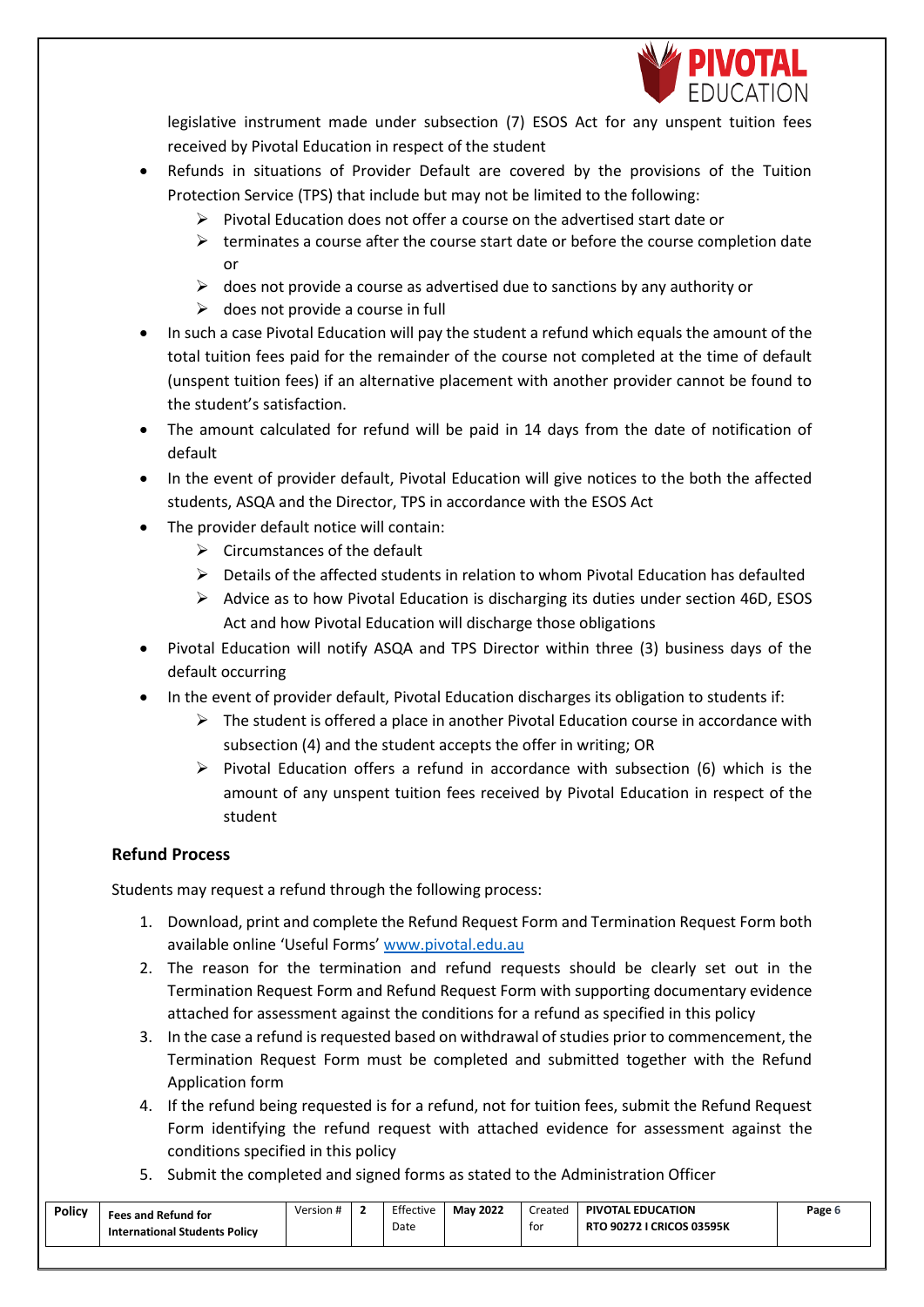legislative instrument made under subsection (7) ESOS Act for any unspent tuition fees received by Pivotal Education in respect of the student

- Refunds in situations of Provider Default are covered by the provisions of the Tuition Protection Service (TPS) that include but may not be limited to the following:
  - Pivotal Education does not offer a course on the advertised start date or
  - terminates a course after the course start date or before the course completion date or
  - does not provide a course as advertised due to sanctions by any authority or
  - does not provide a course in full
- In such a case Pivotal Education will pay the student a refund which equals the amount of the total tuition fees paid for the remainder of the course not completed at the time of default (unspent tuition fees) if an alternative placement with another provider cannot be found to the student's satisfaction.
- The amount calculated for refund will be paid in 14 days from the date of notification of default
- In the event of provider default, Pivotal Education will give notices to the both the affected students, ASQA and the Director, TPS in accordance with the ESOS Act
- The provider default notice will contain:
  - Circumstances of the default
  - Details of the affected students in relation to whom Pivotal Education has defaulted
  - Advice as to how Pivotal Education is discharging its duties under section 46D, ESOS Act and how Pivotal Education will discharge those obligations
- Pivotal Education will notify ASQA and TPS Director within three (3) business days of the default occurring
- In the event of provider default, Pivotal Education discharges its obligation to students if:
  - The student is offered a place in another Pivotal Education course in accordance with subsection (4) and the student accepts the offer in writing; OR
  - Pivotal Education offers a refund in accordance with subsection (6) which is the amount of any unspent tuition fees received by Pivotal Education in respect of the student

### Refund Process

Students may request a refund through the following process:

1. Download, print and complete the Refund Request Form and Termination Request Form both available online 'Useful Forms' www.pivotal.edu.au
2. The reason for the termination and refund requests should be clearly set out in the Termination Request Form and Refund Request Form with supporting documentary evidence attached for assessment against the conditions for a refund as specified in this policy
3. In the case a refund is requested based on withdrawal of studies prior to commencement, the Termination Request Form must be completed and submitted together with the Refund Application form
4. If the refund being requested is for a refund, not for tuition fees, submit the Refund Request Form identifying the refund request with attached evidence for assessment against the conditions specified in this policy
5. Submit the completed and signed forms as stated to the Administration Officer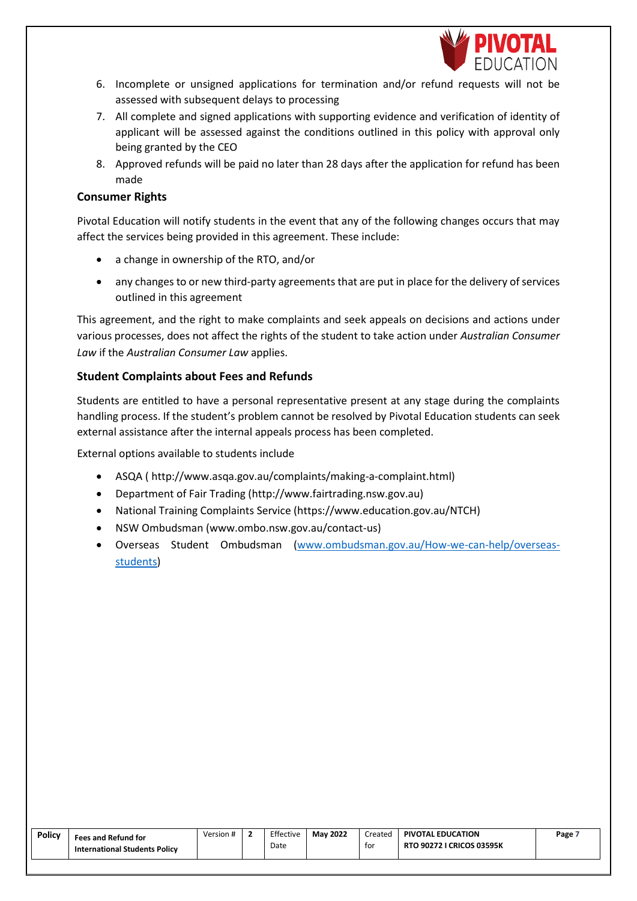6. Incomplete or unsigned applications for termination and/or refund requests will not be assessed with subsequent delays to processing
7. All complete and signed applications with supporting evidence and verification of identity of applicant will be assessed against the conditions outlined in this policy with approval only being granted by the CEO
8. Approved refunds will be paid no later than 28 days after the application for refund has been made

### Consumer Rights

Pivotal Education will notify students in the event that any of the following changes occurs that may affect the services being provided in this agreement. These include:

- a change in ownership of the RTO, and/or
- any changes to or new third-party agreements that are put in place for the delivery of services outlined in this agreement

This agreement, and the right to make complaints and seek appeals on decisions and actions under various processes, does not affect the rights of the student to take action under *Australian Consumer Law* if the *Australian Consumer Law* applies.

### Student Complaints about Fees and Refunds

Students are entitled to have a personal representative present at any stage during the complaints handling process. If the student's problem cannot be resolved by Pivotal Education students can seek external assistance after the internal appeals process has been completed.

External options available to students include

- ASQA ( http://www.asqa.gov.au/complaints/making-a-complaint.html)
- Department of Fair Trading (http://www.fairtrading.nsw.gov.au)
- National Training Complaints Service (https://www.education.gov.au/NTCH)
- NSW Ombudsman (www.ombo.nsw.gov.au/contact-us)
- Overseas Student Ombudsman (www.ombudsman.gov.au/How-we-can-help/overseas-students)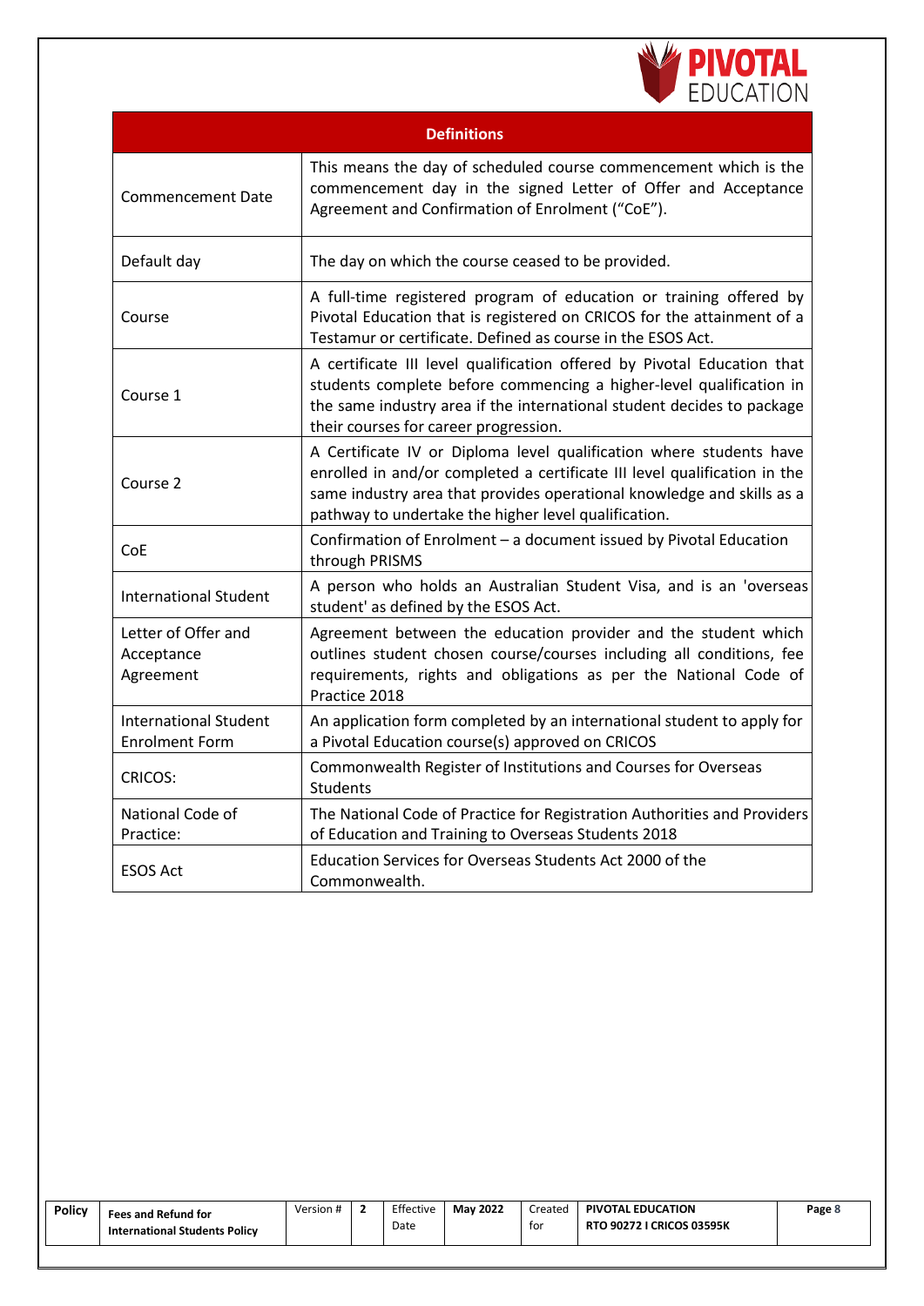| Definitions | |
|---|---|
| Commencement Date | This means the day of scheduled course commencement which is the commencement day in the signed Letter of Offer and Acceptance Agreement and Confirmation of Enrolment ("CoE"). |
| Default day | The day on which the course ceased to be provided. |
| Course | A full-time registered program of education or training offered by Pivotal Education that is registered on CRICOS for the attainment of a Testamur or certificate. Defined as course in the ESOS Act. |
| Course 1 | A certificate III level qualification offered by Pivotal Education that students complete before commencing a higher-level qualification in the same industry area if the international student decides to package their courses for career progression. |
| Course 2 | A Certificate IV or Diploma level qualification where students have enrolled in and/or completed a certificate III level qualification in the same industry area that provides operational knowledge and skills as a pathway to undertake the higher level qualification. |
| CoE | Confirmation of Enrolment – a document issued by Pivotal Education through PRISMS |
| International Student | A person who holds an Australian Student Visa, and is an 'overseas student' as defined by the ESOS Act. |
| Letter of Offer and Acceptance Agreement | Agreement between the education provider and the student which outlines student chosen course/courses including all conditions, fee requirements, rights and obligations as per the National Code of Practice 2018 |
| International Student Enrolment Form | An application form completed by an international student to apply for a Pivotal Education course(s) approved on CRICOS |
| CRICOS: | Commonwealth Register of Institutions and Courses for Overseas Students |
| National Code of Practice: | The National Code of Practice for Registration Authorities and Providers of Education and Training to Overseas Students 2018 |
| ESOS Act | Education Services for Overseas Students Act 2000 of the Commonwealth. |